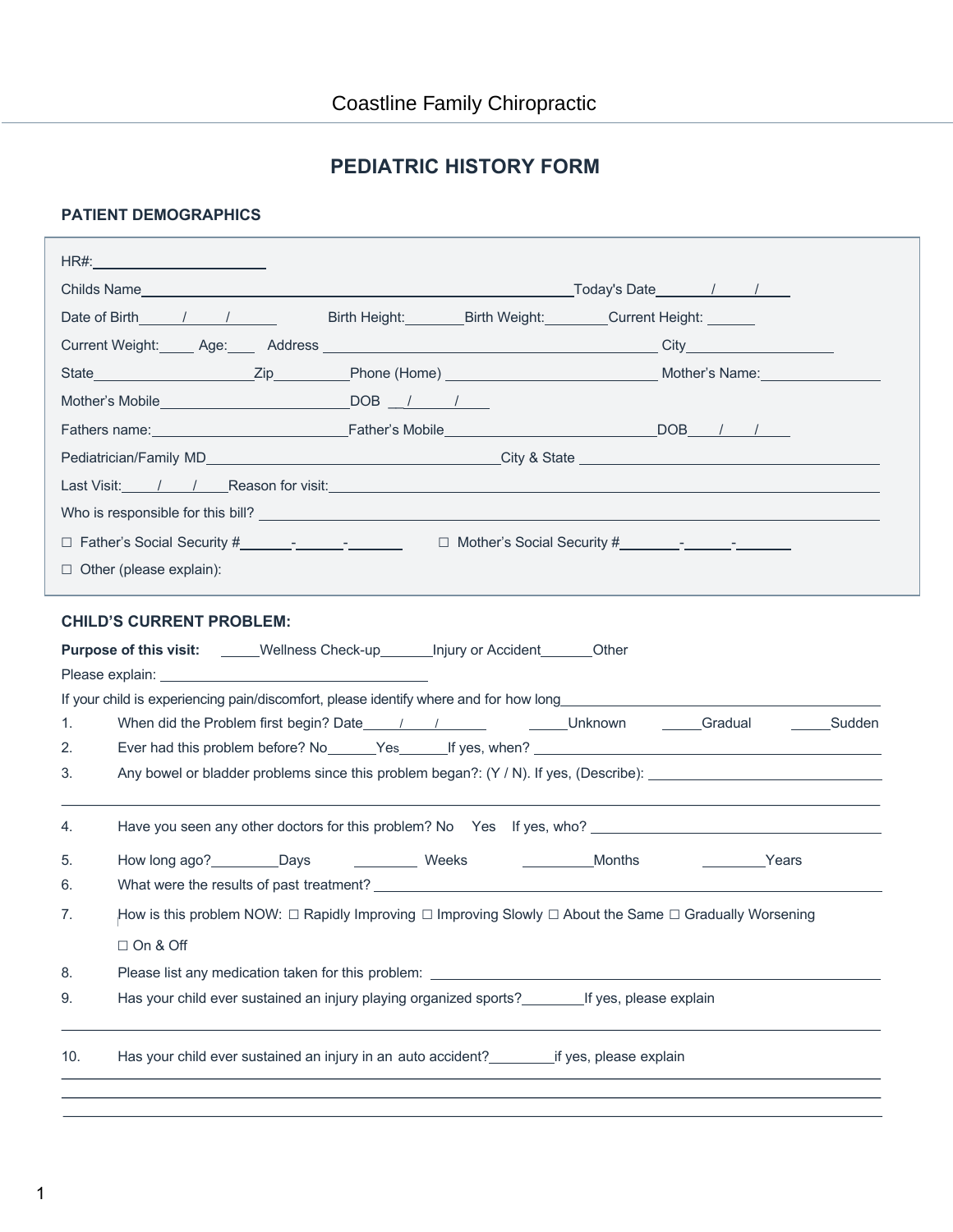Coastline Family Chiropractic

# PEDIATRIC HISTORY FORM

## PATIENT DEMOGRAPHICS

HR#:______________________

Childs Name________________________________________________________Today's Date_____/_____/_____

Date of Birth_____/_____/______ Birth Height:________Birth Weight:________Current Height: ______

Current Weight:_____ Age:____ Address ____________________________________________ City___________________

State____________________Zip__________Phone (Home) ___________________________ Mother's Name:_______________

Mother's Mobile________________________DOB __/_____/_____

Fathers name:_________________________Father's Mobile____________________________DOB____/____/_____

Pediatrician/Family MD_____________________________________City & State ____________________________________

Last Visit:____/____/____Reason for visit:______________________________________________________________________

Who is responsible for this bill? _______________________________________________________________________________

☐ Father's Social Security #_______-______-_______ ☐ Mother's Social Security #________-______-_______

☐ Other (please explain):

## CHILD'S CURRENT PROBLEM:

**Purpose of this visit:** _____Wellness Check-up_______Injury or Accident______Other

Please explain: ____________________________________

If your child is experiencing pain/discomfort, please identify where and for how long_______________________________________

1. When did the Problem first begin? Date_____/_____/______ _____Unknown _____Gradual _____Sudden
2. Ever had this problem before? No______Yes______If yes, when? ____________________________________________
3. Any bowel or bladder problems since this problem began?: (Y / N). If yes, (Describe): ______________________________

___________________________________________________________________________________________________________

4. Have you seen any other doctors for this problem? No Yes If yes, who? ___________________________________________
5. How long ago?_________Days ________ Weeks _________Months ________Years
6. What were the results of past treatment? _________________________________________________________________
7. How is this problem NOW: ☐ Rapidly Improving ☐ Improving Slowly ☐ About the Same ☐ Gradually Worsening

   ☐ On & Off
8. Please list any medication taken for this problem: ____________________________________________________________
9. Has your child ever sustained an injury playing organized sports?________If yes, please explain

___________________________________________________________________________________________________________

10. Has your child ever sustained an injury in an auto accident?________if yes, please explain

___________________________________________________________________________________________________________

___________________________________________________________________________________________________________

___________________________________________________________________________________________________________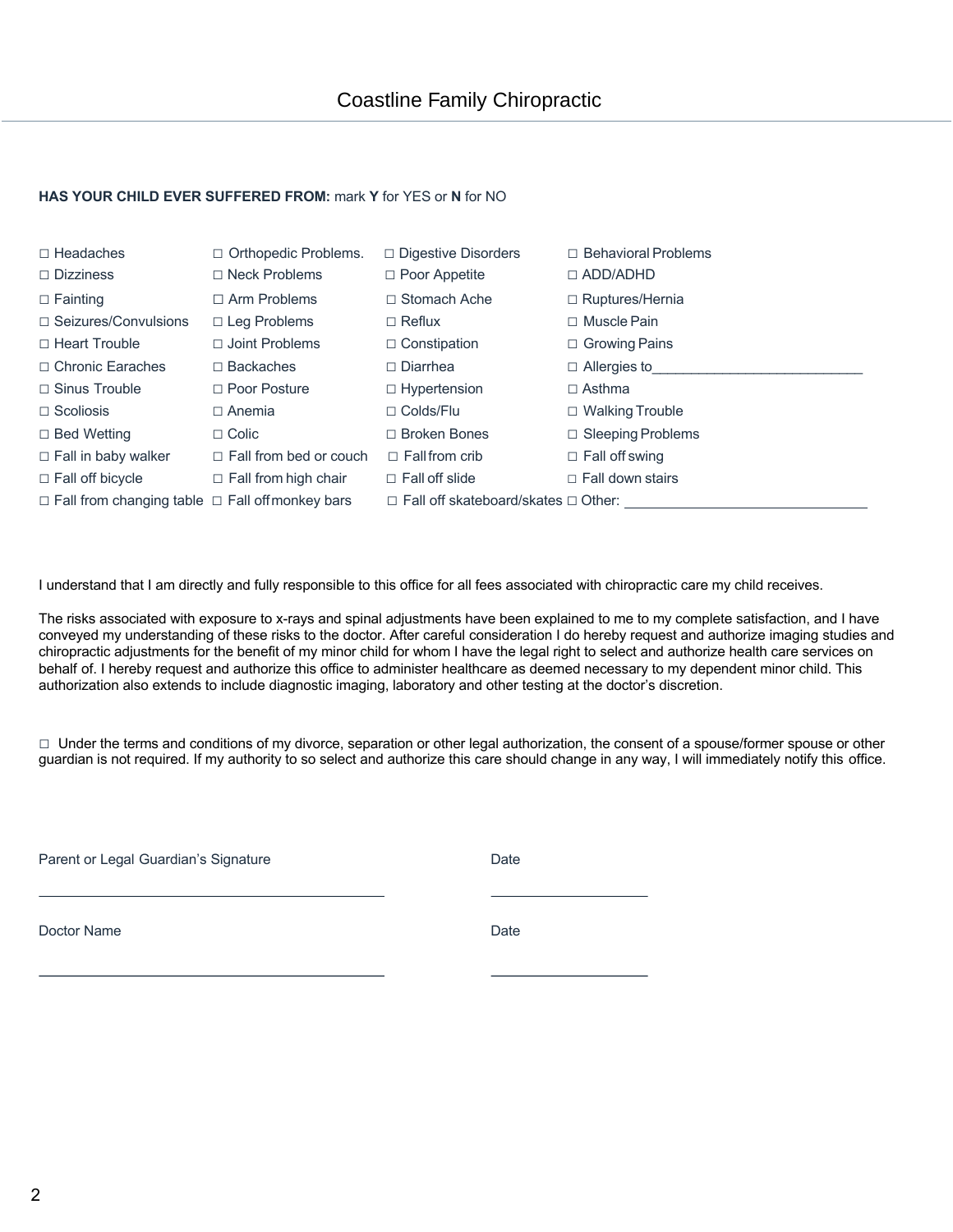# Coastline Family Chiropractic

**HAS YOUR CHILD EVER SUFFERED FROM:** mark **Y** for YES or **N** for NO

| | | | |
|---|---|---|---|
| ☐ Headaches | ☐ Orthopedic Problems. | ☐ Digestive Disorders | ☐ Behavioral Problems |
| ☐ Dizziness | ☐ Neck Problems | ☐ Poor Appetite | ☐ ADD/ADHD |
| ☐ Fainting | ☐ Arm Problems | ☐ Stomach Ache | ☐ Ruptures/Hernia |
| ☐ Seizures/Convulsions | ☐ Leg Problems | ☐ Reflux | ☐ Muscle Pain |
| ☐ Heart Trouble | ☐ Joint Problems | ☐ Constipation | ☐ Growing Pains |
| ☐ Chronic Earaches | ☐ Backaches | ☐ Diarrhea | ☐ Allergies to___________________________ |
| ☐ Sinus Trouble | ☐ Poor Posture | ☐ Hypertension | ☐ Asthma |
| ☐ Scoliosis | ☐ Anemia | ☐ Colds/Flu | ☐ Walking Trouble |
| ☐ Bed Wetting | ☐ Colic | ☐ Broken Bones | ☐ Sleeping Problems |
| ☐ Fall in baby walker | ☐ Fall from bed or couch | ☐ Fall from crib | ☐ Fall off swing |
| ☐ Fall off bicycle | ☐ Fall from high chair | ☐ Fall off slide | ☐ Fall down stairs |
| ☐ Fall from changing table | ☐ Fall off monkey bars | ☐ Fall off skateboard/skates | ☐ Other: ________________________________ |

I understand that I am directly and fully responsible to this office for all fees associated with chiropractic care my child receives.

The risks associated with exposure to x-rays and spinal adjustments have been explained to me to my complete satisfaction, and I have conveyed my understanding of these risks to the doctor. After careful consideration I do hereby request and authorize imaging studies and chiropractic adjustments for the benefit of my minor child for whom I have the legal right to select and authorize health care services on behalf of. I hereby request and authorize this office to administer healthcare as deemed necessary to my dependent minor child. This authorization also extends to include diagnostic imaging, laboratory and other testing at the doctor's discretion.

☐ Under the terms and conditions of my divorce, separation or other legal authorization, the consent of a spouse/former spouse or other guardian is not required. If my authority to so select and authorize this care should change in any way, I will immediately notify this office.

Parent or Legal Guardian's Signature ____________________________________________ Date ____________________

Doctor Name ____________________________________________ Date ____________________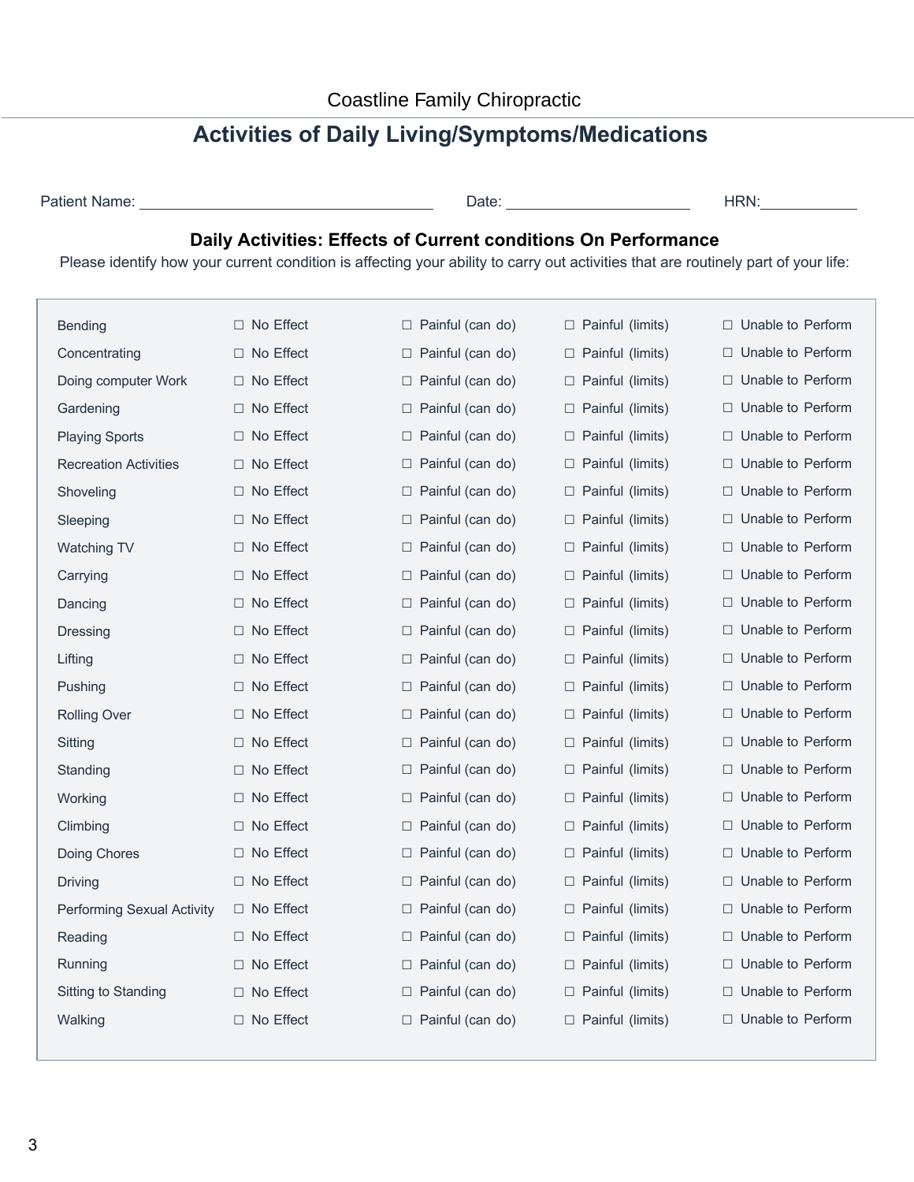Coastline Family Chiropractic

# Activities of Daily Living/Symptoms/Medications

Patient Name: ________________________________ Date: ____________________ HRN:__________

## Daily Activities: Effects of Current conditions On Performance

Please identify how your current condition is affecting your ability to carry out activities that are routinely part of your life:

| Activity | | | | |
|---|---|---|---|---|
| Bending | ☐ No Effect | ☐ Painful (can do) | ☐ Painful (limits) | ☐ Unable to Perform |
| Concentrating | ☐ No Effect | ☐ Painful (can do) | ☐ Painful (limits) | ☐ Unable to Perform |
| Doing computer Work | ☐ No Effect | ☐ Painful (can do) | ☐ Painful (limits) | ☐ Unable to Perform |
| Gardening | ☐ No Effect | ☐ Painful (can do) | ☐ Painful (limits) | ☐ Unable to Perform |
| Playing Sports | ☐ No Effect | ☐ Painful (can do) | ☐ Painful (limits) | ☐ Unable to Perform |
| Recreation Activities | ☐ No Effect | ☐ Painful (can do) | ☐ Painful (limits) | ☐ Unable to Perform |
| Shoveling | ☐ No Effect | ☐ Painful (can do) | ☐ Painful (limits) | ☐ Unable to Perform |
| Sleeping | ☐ No Effect | ☐ Painful (can do) | ☐ Painful (limits) | ☐ Unable to Perform |
| Watching TV | ☐ No Effect | ☐ Painful (can do) | ☐ Painful (limits) | ☐ Unable to Perform |
| Carrying | ☐ No Effect | ☐ Painful (can do) | ☐ Painful (limits) | ☐ Unable to Perform |
| Dancing | ☐ No Effect | ☐ Painful (can do) | ☐ Painful (limits) | ☐ Unable to Perform |
| Dressing | ☐ No Effect | ☐ Painful (can do) | ☐ Painful (limits) | ☐ Unable to Perform |
| Lifting | ☐ No Effect | ☐ Painful (can do) | ☐ Painful (limits) | ☐ Unable to Perform |
| Pushing | ☐ No Effect | ☐ Painful (can do) | ☐ Painful (limits) | ☐ Unable to Perform |
| Rolling Over | ☐ No Effect | ☐ Painful (can do) | ☐ Painful (limits) | ☐ Unable to Perform |
| Sitting | ☐ No Effect | ☐ Painful (can do) | ☐ Painful (limits) | ☐ Unable to Perform |
| Standing | ☐ No Effect | ☐ Painful (can do) | ☐ Painful (limits) | ☐ Unable to Perform |
| Working | ☐ No Effect | ☐ Painful (can do) | ☐ Painful (limits) | ☐ Unable to Perform |
| Climbing | ☐ No Effect | ☐ Painful (can do) | ☐ Painful (limits) | ☐ Unable to Perform |
| Doing Chores | ☐ No Effect | ☐ Painful (can do) | ☐ Painful (limits) | ☐ Unable to Perform |
| Driving | ☐ No Effect | ☐ Painful (can do) | ☐ Painful (limits) | ☐ Unable to Perform |
| Performing Sexual Activity | ☐ No Effect | ☐ Painful (can do) | ☐ Painful (limits) | ☐ Unable to Perform |
| Reading | ☐ No Effect | ☐ Painful (can do) | ☐ Painful (limits) | ☐ Unable to Perform |
| Running | ☐ No Effect | ☐ Painful (can do) | ☐ Painful (limits) | ☐ Unable to Perform |
| Sitting to Standing | ☐ No Effect | ☐ Painful (can do) | ☐ Painful (limits) | ☐ Unable to Perform |
| Walking | ☐ No Effect | ☐ Painful (can do) | ☐ Painful (limits) | ☐ Unable to Perform |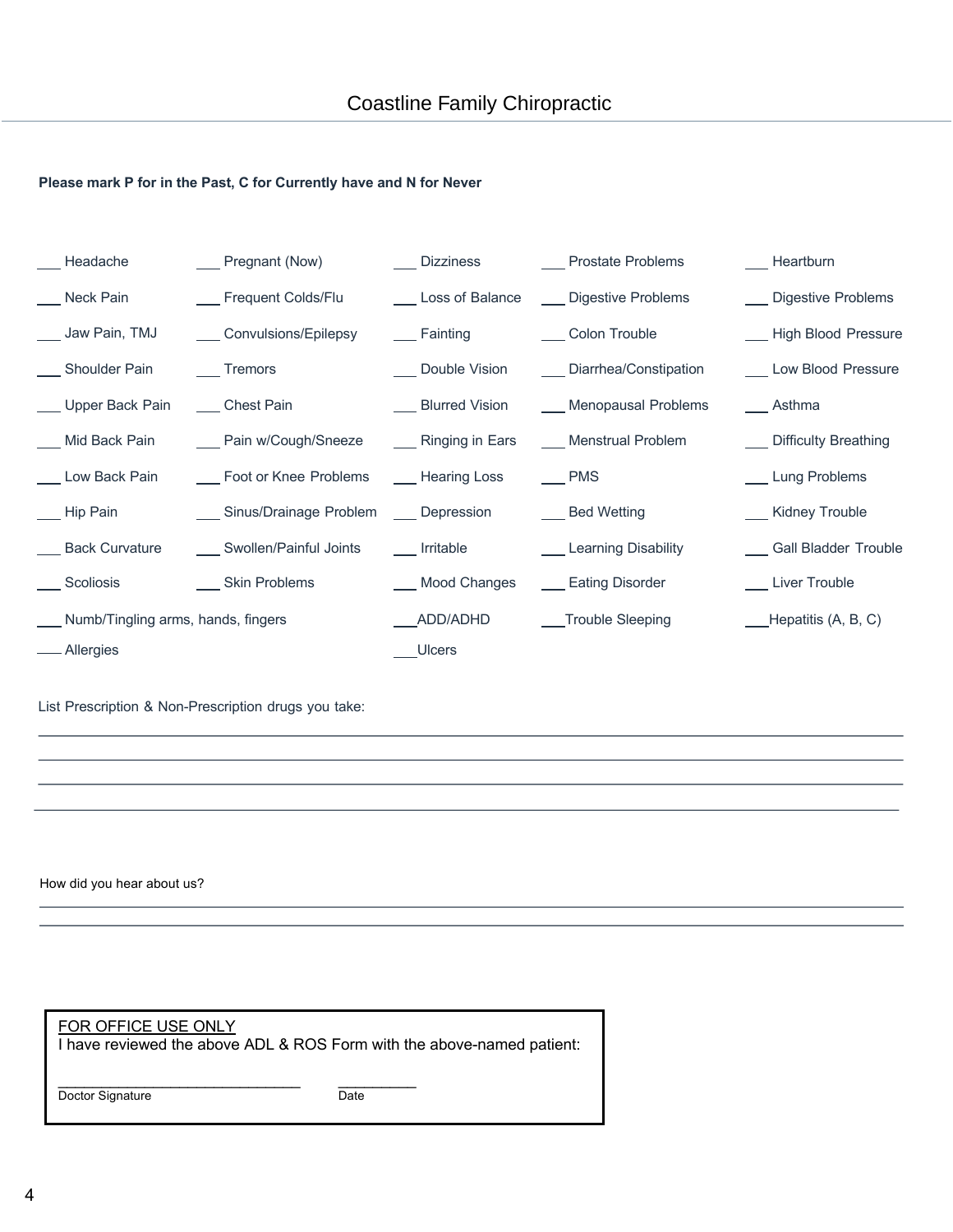# Coastline Family Chiropractic

**Please mark P for in the Past, C for Currently have and N for Never**

| | | | | |
|---|---|---|---|---|
| ___ Headache | ___ Pregnant (Now) | ___ Dizziness | ___ Prostate Problems | ___ Heartburn |
| ___ Neck Pain | ___ Frequent Colds/Flu | ___ Loss of Balance | ___ Digestive Problems | ___ Digestive Problems |
| ___ Jaw Pain, TMJ | ___ Convulsions/Epilepsy | ___ Fainting | ___ Colon Trouble | ___ High Blood Pressure |
| ___ Shoulder Pain | ___ Tremors | ___ Double Vision | ___ Diarrhea/Constipation | ___ Low Blood Pressure |
| ___ Upper Back Pain | ___ Chest Pain | ___ Blurred Vision | ___ Menopausal Problems | ___ Asthma |
| ___ Mid Back Pain | ___ Pain w/Cough/Sneeze | ___ Ringing in Ears | ___ Menstrual Problem | ___ Difficulty Breathing |
| ___ Low Back Pain | ___ Foot or Knee Problems | ___ Hearing Loss | ___ PMS | ___ Lung Problems |
| ___ Hip Pain | ___ Sinus/Drainage Problem | ___ Depression | ___ Bed Wetting | ___ Kidney Trouble |
| ___ Back Curvature | ___ Swollen/Painful Joints | ___ Irritable | ___ Learning Disability | ___ Gall Bladder Trouble |
| ___ Scoliosis | ___ Skin Problems | ___ Mood Changes | ___ Eating Disorder | ___ Liver Trouble |
| ___ Numb/Tingling arms, hands, fingers | | ___ADD/ADHD | ___Trouble Sleeping | ___Hepatitis (A, B, C) |
| ___ Allergies | | ___Ulcers | | |

List Prescription & Non-Prescription drugs you take:

______________________________________________________________________________

______________________________________________________________________________

______________________________________________________________________________

______________________________________________________________________________

How did you hear about us?

______________________________________________________________________________

______________________________________________________________________________

---

FOR OFFICE USE ONLY

I have reviewed the above ADL & ROS Form with the above-named patient:

______________________________ __________

Doctor Signature Date